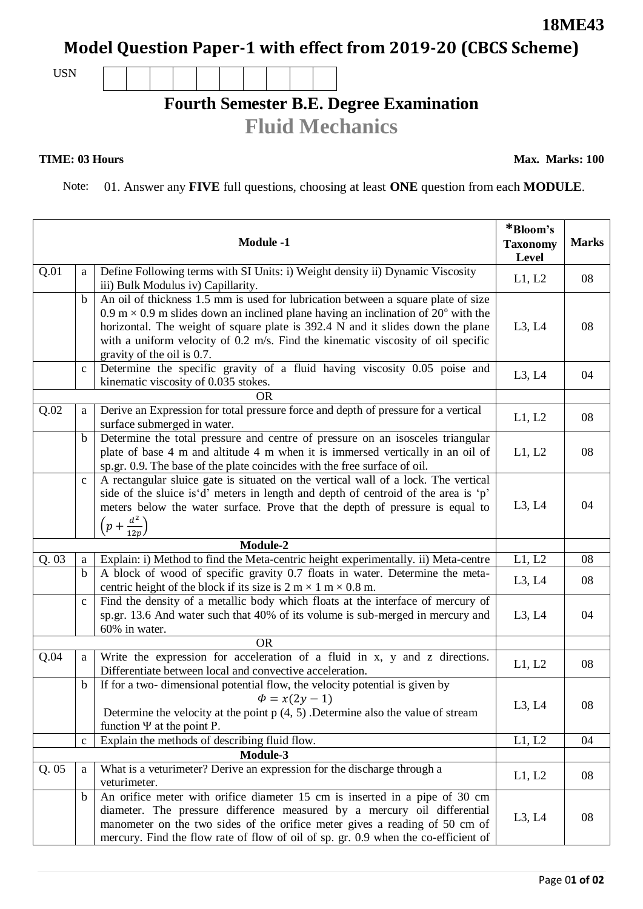**18ME43**

# Model Question Paper-1 with effect from 2019-20 (CBCS Scheme)

USN | | | | | | | | | |

## Fourth Semester B.E. Degree Examination

## Fluid Mechanics

**TIME: 03 Hours** **Max. Marks: 100**

Note: 01. Answer any **FIVE** full questions, choosing at least **ONE** question from each **MODULE**.

| | | **Module -1** | ***Bloom's Taxonomy Level** | **Marks** |
|---|---|---|---|---|
| Q.01 | a | Define Following terms with SI Units: i) Weight density ii) Dynamic Viscosity iii) Bulk Modulus iv) Capillarity. | L1, L2 | 08 |
| | b | An oil of thickness 1.5 mm is used for lubrication between a square plate of size 0.9 m × 0.9 m slides down an inclined plane having an inclination of $20^o$ with the horizontal. The weight of square plate is 392.4 N and it slides down the plane with a uniform velocity of 0.2 m/s. Find the kinematic viscosity of oil specific gravity of the oil is 0.7. | L3, L4 | 08 |
| | c | Determine the specific gravity of a fluid having viscosity 0.05 poise and kinematic viscosity of 0.035 stokes. | L3, L4 | 04 |
| | | OR | | |
| Q.02 | a | Derive an Expression for total pressure force and depth of pressure for a vertical surface submerged in water. | L1, L2 | 08 |
| | b | Determine the total pressure and centre of pressure on an isosceles triangular plate of base 4 m and altitude 4 m when it is immersed vertically in an oil of sp.gr. 0.9. The base of the plate coincides with the free surface of oil. | L1, L2 | 08 |
| | c | A rectangular sluice gate is situated on the vertical wall of a lock. The vertical side of the sluice is'd' meters in length and depth of centroid of the area is 'p' meters below the water surface. Prove that the depth of pressure is equal to $\left(p + \frac{d^2}{12p}\right)$ | L3, L4 | 04 |
| | | **Module-2** | | |
| Q. 03 | a | Explain: i) Method to find the Meta-centric height experimentally. ii) Meta-centre | L1, L2 | 08 |
| | b | A block of wood of specific gravity 0.7 floats in water. Determine the meta-centric height of the block if its size is 2 m × 1 m × 0.8 m. | L3, L4 | 08 |
| | c | Find the density of a metallic body which floats at the interface of mercury of sp.gr. 13.6 And water such that 40% of its volume is sub-merged in mercury and 60% in water. | L3, L4 | 04 |
| | | OR | | |
| Q.04 | a | Write the expression for acceleration of a fluid in x, y and z directions. Differentiate between local and convective acceleration. | L1, L2 | 08 |
| | b | If for a two- dimensional potential flow, the velocity potential is given by $$\Phi = x(2y - 1)$$ Determine the velocity at the point p (4, 5) .Determine also the value of stream function Ψ at the point P. | L3, L4 | 08 |
| | c | Explain the methods of describing fluid flow. | L1, L2 | 04 |
| | | **Module-3** | | |
| Q. 05 | a | What is a veturimeter? Derive an expression for the discharge through a veturimeter. | L1, L2 | 08 |
| | b | An orifice meter with orifice diameter 15 cm is inserted in a pipe of 30 cm diameter. The pressure difference measured by a mercury oil differential manometer on the two sides of the orifice meter gives a reading of 50 cm of mercury. Find the flow rate of flow of oil of sp. gr. 0.9 when the co-efficient of | L3, L4 | 08 |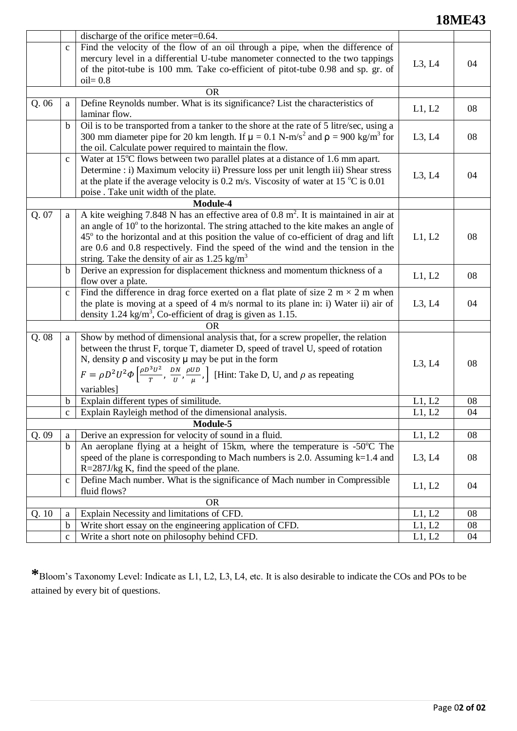| | | | | |
|---|---|---|---|---|
| | | discharge of the orifice meter=0.64. | | |
| | c | Find the velocity of the flow of an oil through a pipe, when the difference of mercury level in a differential U-tube manometer connected to the two tappings of the pitot-tube is 100 mm. Take co-efficient of pitot-tube 0.98 and sp. gr. of oil= 0.8 | L3, L4 | 04 |
| | | OR | | |
| Q. 06 | a | Define Reynolds number. What is its significance? List the characteristics of laminar flow. | L1, L2 | 08 |
| | b | Oil is to be transported from a tanker to the shore at the rate of 5 litre/sec, using a 300 mm diameter pipe for 20 km length. If $\mu = 0.1$ N-m/s$^2$ and $\rho = 900$ kg/m$^3$ for the oil. Calculate power required to maintain the flow. | L3, L4 | 08 |
| | c | Water at 15$^o$C flows between two parallel plates at a distance of 1.6 mm apart. Determine : i) Maximum velocity ii) Pressure loss per unit length iii) Shear stress at the plate if the average velocity is 0.2 m/s. Viscosity of water at 15 $^o$C is 0.01 poise . Take unit width of the plate. | L3, L4 | 04 |
| | | **Module-4** | | |
| Q. 07 | a | A kite weighing 7.848 N has an effective area of 0.8 m$^2$. It is maintained in air at an angle of 10$^o$ to the horizontal. The string attached to the kite makes an angle of 45$^o$ to the horizontal and at this position the value of co-efficient of drag and lift are 0.6 and 0.8 respectively. Find the speed of the wind and the tension in the string. Take the density of air as 1.25 kg/m$^3$ | L1, L2 | 08 |
| | b | Derive an expression for displacement thickness and momentum thickness of a flow over a plate. | L1, L2 | 08 |
| | c | Find the difference in drag force exerted on a flat plate of size 2 m × 2 m when the plate is moving at a speed of 4 m/s normal to its plane in: i) Water ii) air of density 1.24 kg/m$^3$, Co-efficient of drag is given as 1.15. | L3, L4 | 04 |
| | | OR | | |
| Q. 08 | a | Show by method of dimensional analysis that, for a screw propeller, the relation between the thrust F, torque T, diameter D, speed of travel U, speed of rotation N, density $\rho$ and viscosity $\mu$ may be put in the form $F = \rho D^2 U^2 \Phi\left[\frac{\rho D^3 U^2}{T}, \frac{DN}{U}, \frac{\rho U D}{\mu},\right]$ [Hint: Take D, U, and $\rho$ as repeating variables] | L3, L4 | 08 |
| | b | Explain different types of similitude. | L1, L2 | 08 |
| | c | Explain Rayleigh method of the dimensional analysis. | L1, L2 | 04 |
| | | **Module-5** | | |
| Q. 09 | a | Derive an expression for velocity of sound in a fluid. | L1, L2 | 08 |
| | b | An aeroplane flying at a height of 15km, where the temperature is -50$^o$C The speed of the plane is corresponding to Mach numbers is 2.0. Assuming k=1.4 and R=287J/kg K, find the speed of the plane. | L3, L4 | 08 |
| | c | Define Mach number. What is the significance of Mach number in Compressible fluid flows? | L1, L2 | 04 |
| | | OR | | |
| Q. 10 | a | Explain Necessity and limitations of CFD. | L1, L2 | 08 |
| | b | Write short essay on the engineering application of CFD. | L1, L2 | 08 |
| | c | Write a short note on philosophy behind CFD. | L1, L2 | 04 |

**\***Bloom's Taxonomy Level: Indicate as L1, L2, L3, L4, etc. It is also desirable to indicate the COs and POs to be attained by every bit of questions.